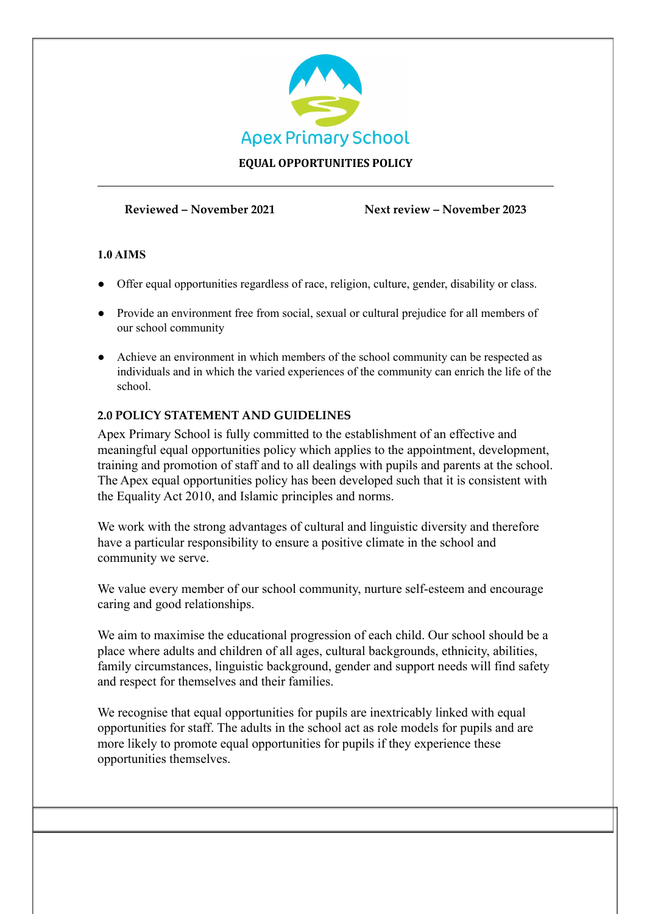Apex Primary School

**EQUAL OPPORTUNITIES POLICY**

---

**Reviewed – November 2021** **Next review – November 2023**

## 1.0 AIMS

- Offer equal opportunities regardless of race, religion, culture, gender, disability or class.
- Provide an environment free from social, sexual or cultural prejudice for all members of our school community
- Achieve an environment in which members of the school community can be respected as individuals and in which the varied experiences of the community can enrich the life of the school.

## 2.0 POLICY STATEMENT AND GUIDELINES

Apex Primary School is fully committed to the establishment of an effective and meaningful equal opportunities policy which applies to the appointment, development, training and promotion of staff and to all dealings with pupils and parents at the school. The Apex equal opportunities policy has been developed such that it is consistent with the Equality Act 2010, and Islamic principles and norms.

We work with the strong advantages of cultural and linguistic diversity and therefore have a particular responsibility to ensure a positive climate in the school and community we serve.

We value every member of our school community, nurture self-esteem and encourage caring and good relationships.

We aim to maximise the educational progression of each child. Our school should be a place where adults and children of all ages, cultural backgrounds, ethnicity, abilities, family circumstances, linguistic background, gender and support needs will find safety and respect for themselves and their families.

We recognise that equal opportunities for pupils are inextricably linked with equal opportunities for staff. The adults in the school act as role models for pupils and are more likely to promote equal opportunities for pupils if they experience these opportunities themselves.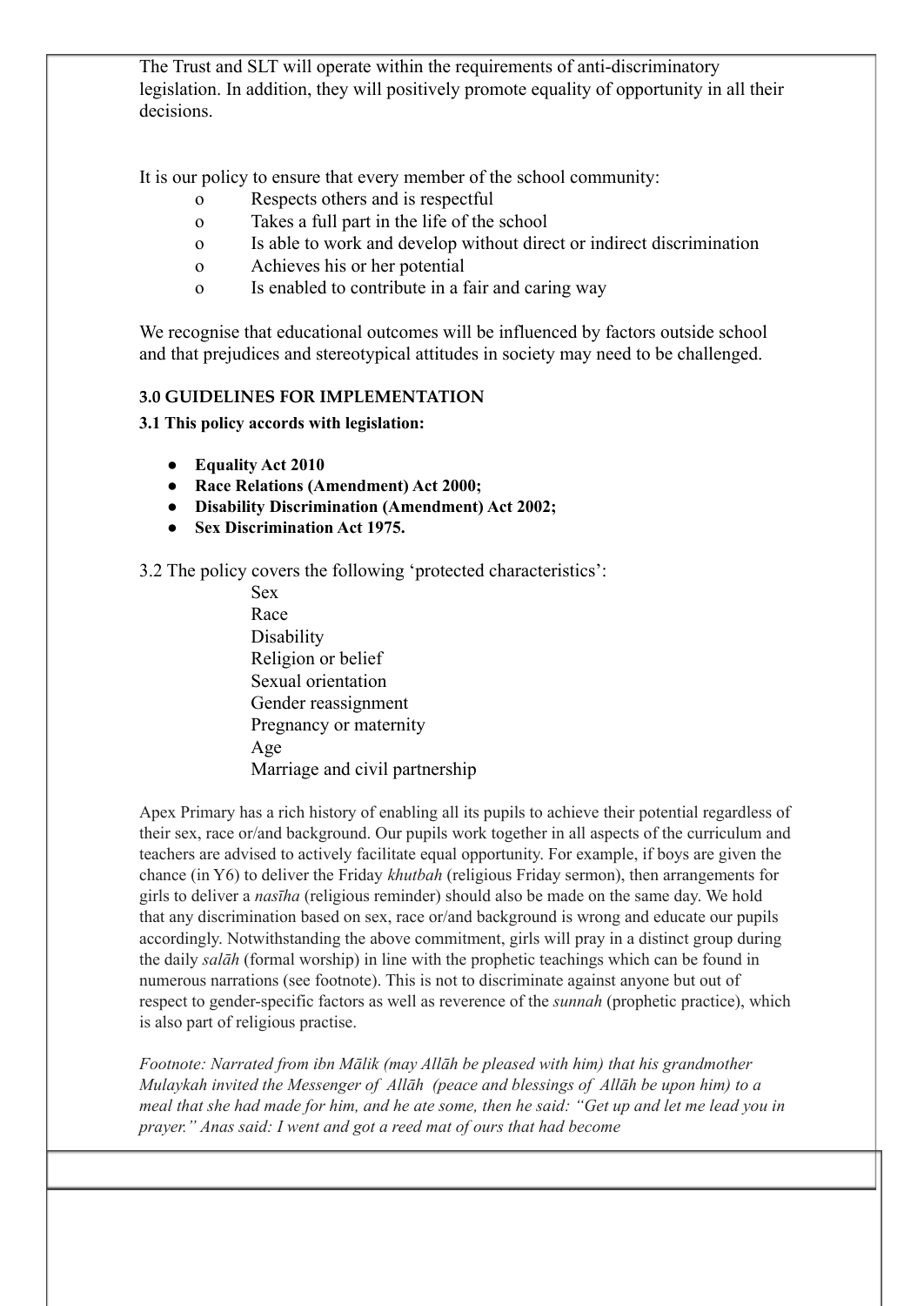The Trust and SLT will operate within the requirements of anti-discriminatory legislation. In addition, they will positively promote equality of opportunity in all their decisions.

It is our policy to ensure that every member of the school community:

- Respects others and is respectful
- Takes a full part in the life of the school
- Is able to work and develop without direct or indirect discrimination
- Achieves his or her potential
- Is enabled to contribute in a fair and caring way

We recognise that educational outcomes will be influenced by factors outside school and that prejudices and stereotypical attitudes in society may need to be challenged.

### 3.0 GUIDELINES FOR IMPLEMENTATION

**3.1 This policy accords with legislation:**

- **Equality Act 2010**
- **Race Relations (Amendment) Act 2000;**
- **Disability Discrimination (Amendment) Act 2002;**
- **Sex Discrimination Act 1975.**

3.2 The policy covers the following 'protected characteristics':

Sex
Race
Disability
Religion or belief
Sexual orientation
Gender reassignment
Pregnancy or maternity
Age
Marriage and civil partnership

Apex Primary has a rich history of enabling all its pupils to achieve their potential regardless of their sex, race or/and background. Our pupils work together in all aspects of the curriculum and teachers are advised to actively facilitate equal opportunity. For example, if boys are given the chance (in Y6) to deliver the Friday *khutbah* (religious Friday sermon), then arrangements for girls to deliver a *nasīha* (religious reminder) should also be made on the same day. We hold that any discrimination based on sex, race or/and background is wrong and educate our pupils accordingly. Notwithstanding the above commitment, girls will pray in a distinct group during the daily *salāh* (formal worship) in line with the prophetic teachings which can be found in numerous narrations (see footnote). This is not to discriminate against anyone but out of respect to gender-specific factors as well as reverence of the *sunnah* (prophetic practice), which is also part of religious practise.

*Footnote: Narrated from ibn Mālik (may Allāh be pleased with him) that his grandmother Mulaykah invited the Messenger of Allāh (peace and blessings of Allāh be upon him) to a meal that she had made for him, and he ate some, then he said: "Get up and let me lead you in prayer." Anas said: I went and got a reed mat of ours that had become*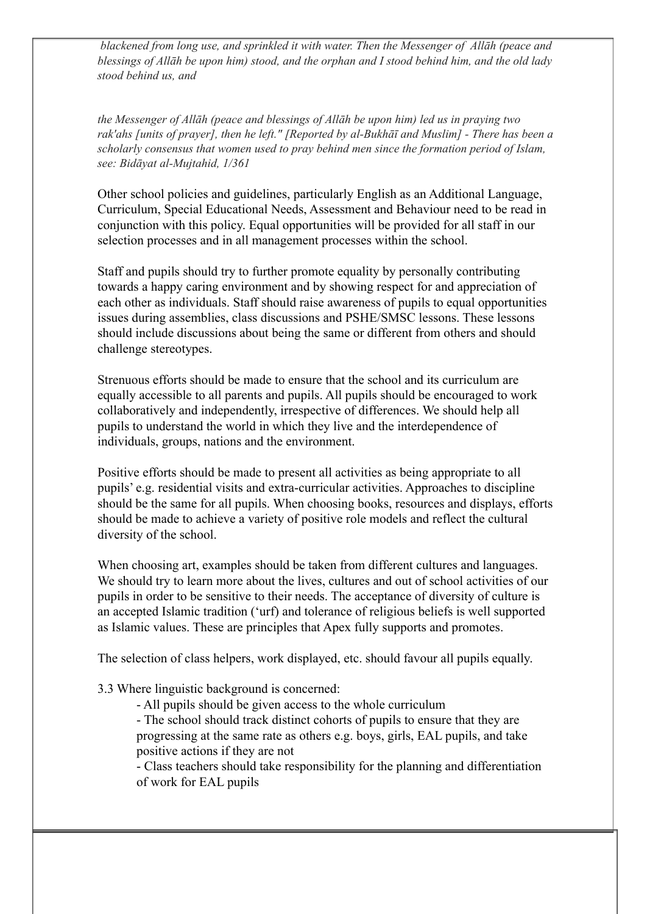*blackened from long use, and sprinkled it with water. Then the Messenger of Allāh (peace and blessings of Allāh be upon him) stood, and the orphan and I stood behind him, and the old lady stood behind us, and*

*the Messenger of Allāh (peace and blessings of Allāh be upon him) led us in praying two rak'ahs [units of prayer], then he left." [Reported by al-Bukhāī and Muslim] - There has been a scholarly consensus that women used to pray behind men since the formation period of Islam, see: Bidāyat al-Mujtahid, 1/361*

Other school policies and guidelines, particularly English as an Additional Language, Curriculum, Special Educational Needs, Assessment and Behaviour need to be read in conjunction with this policy. Equal opportunities will be provided for all staff in our selection processes and in all management processes within the school.

Staff and pupils should try to further promote equality by personally contributing towards a happy caring environment and by showing respect for and appreciation of each other as individuals. Staff should raise awareness of pupils to equal opportunities issues during assemblies, class discussions and PSHE/SMSC lessons. These lessons should include discussions about being the same or different from others and should challenge stereotypes.

Strenuous efforts should be made to ensure that the school and its curriculum are equally accessible to all parents and pupils. All pupils should be encouraged to work collaboratively and independently, irrespective of differences. We should help all pupils to understand the world in which they live and the interdependence of individuals, groups, nations and the environment.

Positive efforts should be made to present all activities as being appropriate to all pupils' e.g. residential visits and extra-curricular activities. Approaches to discipline should be the same for all pupils. When choosing books, resources and displays, efforts should be made to achieve a variety of positive role models and reflect the cultural diversity of the school.

When choosing art, examples should be taken from different cultures and languages. We should try to learn more about the lives, cultures and out of school activities of our pupils in order to be sensitive to their needs. The acceptance of diversity of culture is an accepted Islamic tradition ('urf) and tolerance of religious beliefs is well supported as Islamic values. These are principles that Apex fully supports and promotes.

The selection of class helpers, work displayed, etc. should favour all pupils equally.

3.3 Where linguistic background is concerned:

- All pupils should be given access to the whole curriculum
- The school should track distinct cohorts of pupils to ensure that they are progressing at the same rate as others e.g. boys, girls, EAL pupils, and take positive actions if they are not
- Class teachers should take responsibility for the planning and differentiation of work for EAL pupils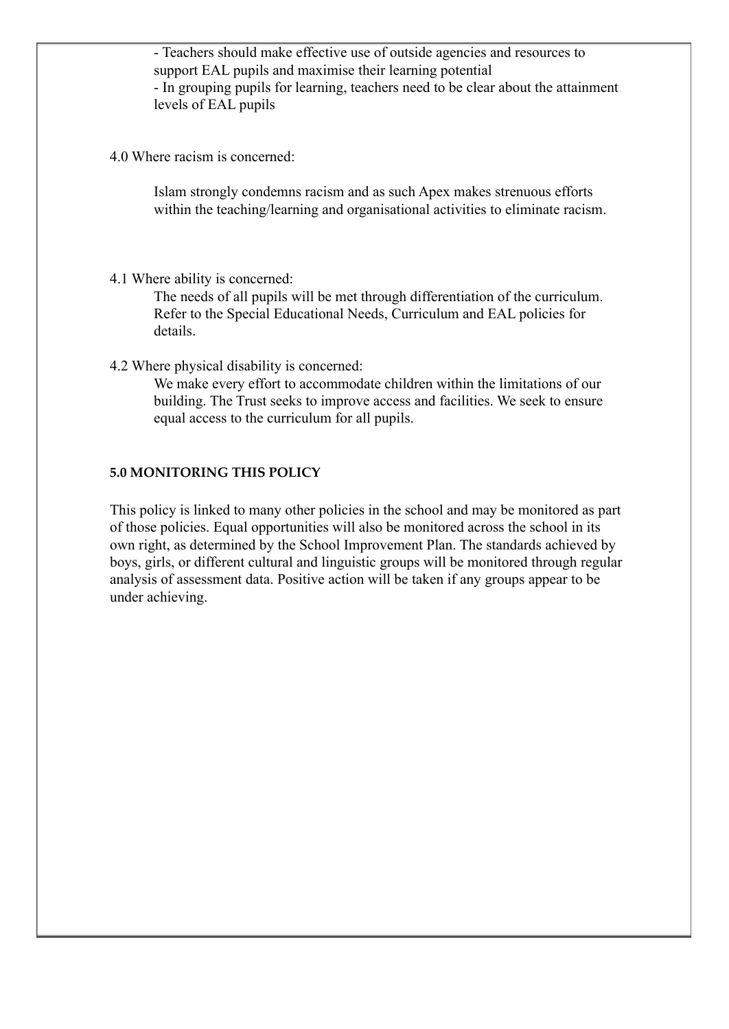- Teachers should make effective use of outside agencies and resources to support EAL pupils and maximise their learning potential
- In grouping pupils for learning, teachers need to be clear about the attainment levels of EAL pupils

4.0 Where racism is concerned:

Islam strongly condemns racism and as such Apex makes strenuous efforts within the teaching/learning and organisational activities to eliminate racism.

4.1 Where ability is concerned:

The needs of all pupils will be met through differentiation of the curriculum. Refer to the Special Educational Needs, Curriculum and EAL policies for details.

4.2 Where physical disability is concerned:

We make every effort to accommodate children within the limitations of our building. The Trust seeks to improve access and facilities. We seek to ensure equal access to the curriculum for all pupils.

**5.0 MONITORING THIS POLICY**

This policy is linked to many other policies in the school and may be monitored as part of those policies. Equal opportunities will also be monitored across the school in its own right, as determined by the School Improvement Plan. The standards achieved by boys, girls, or different cultural and linguistic groups will be monitored through regular analysis of assessment data. Positive action will be taken if any groups appear to be under achieving.